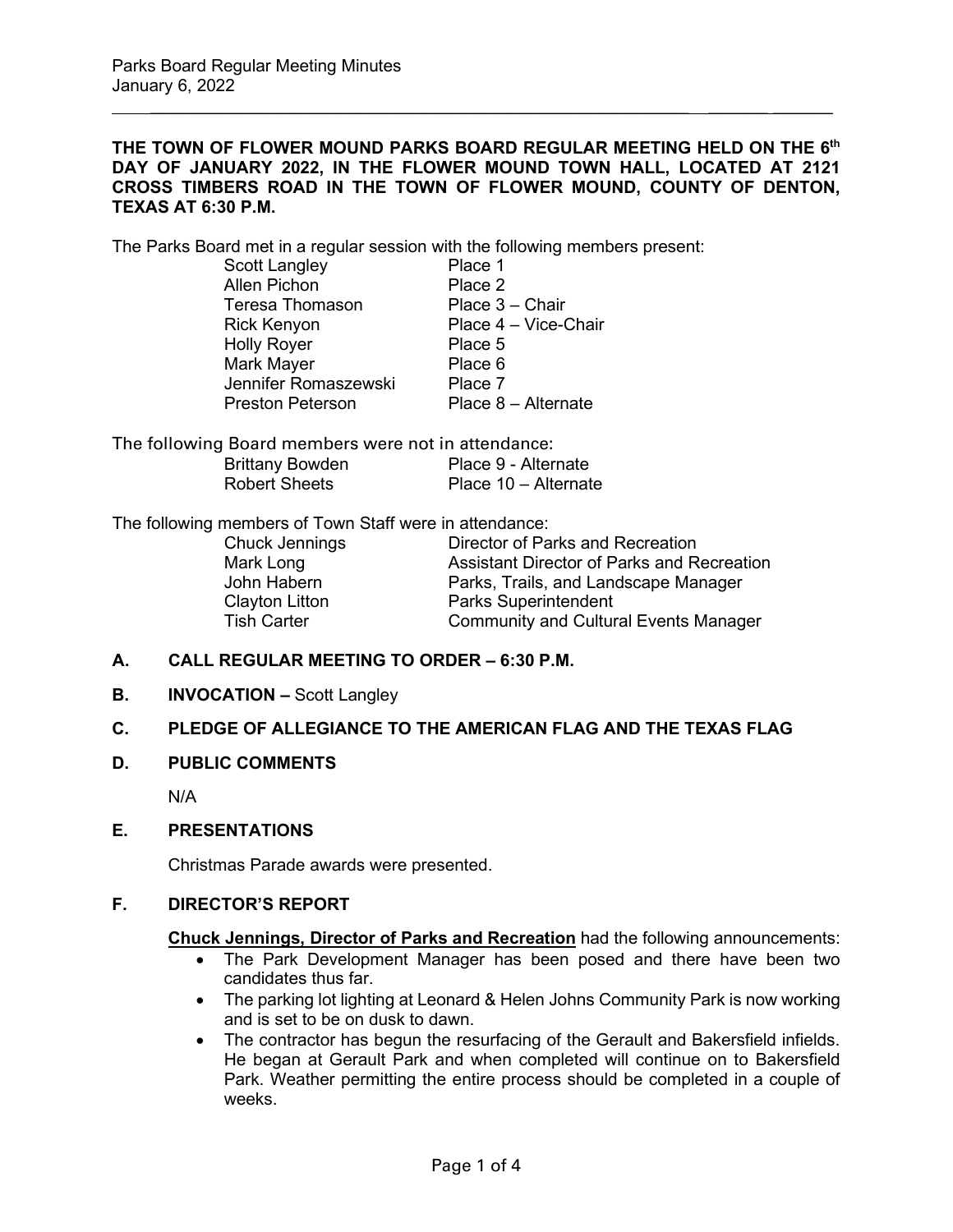**THE TOWN OF FLOWER MOUND PARKS BOARD REGULAR MEETING HELD ON THE 6th DAY OF JANUARY 2022, IN THE FLOWER MOUND TOWN HALL, LOCATED AT 2121 CROSS TIMBERS ROAD IN THE TOWN OF FLOWER MOUND, COUNTY OF DENTON, TEXAS AT 6:30 P.M.**

The Parks Board met in a regular session with the following members present:

| | |
|---|---|
| Scott Langley | Place 1 |
| Allen Pichon | Place 2 |
| Teresa Thomason | Place 3 – Chair |
| Rick Kenyon | Place 4 – Vice-Chair |
| Holly Royer | Place 5 |
| Mark Mayer | Place 6 |
| Jennifer Romaszewski | Place 7 |
| Preston Peterson | Place 8 – Alternate |

The following Board members were not in attendance:

| | |
|---|---|
| Brittany Bowden | Place 9 - Alternate |
| Robert Sheets | Place 10 – Alternate |

The following members of Town Staff were in attendance:

| | |
|---|---|
| Chuck Jennings | Director of Parks and Recreation |
| Mark Long | Assistant Director of Parks and Recreation |
| John Habern | Parks, Trails, and Landscape Manager |
| Clayton Litton | Parks Superintendent |
| Tish Carter | Community and Cultural Events Manager |

## A. CALL REGULAR MEETING TO ORDER – 6:30 P.M.

## B. INVOCATION – Scott Langley

## C. PLEDGE OF ALLEGIANCE TO THE AMERICAN FLAG AND THE TEXAS FLAG

## D. PUBLIC COMMENTS

N/A

## E. PRESENTATIONS

Christmas Parade awards were presented.

## F. DIRECTOR'S REPORT

**Chuck Jennings, Director of Parks and Recreation** had the following announcements:

- The Park Development Manager has been posed and there have been two candidates thus far.
- The parking lot lighting at Leonard & Helen Johns Community Park is now working and is set to be on dusk to dawn.
- The contractor has begun the resurfacing of the Gerault and Bakersfield infields. He began at Gerault Park and when completed will continue on to Bakersfield Park. Weather permitting the entire process should be completed in a couple of weeks.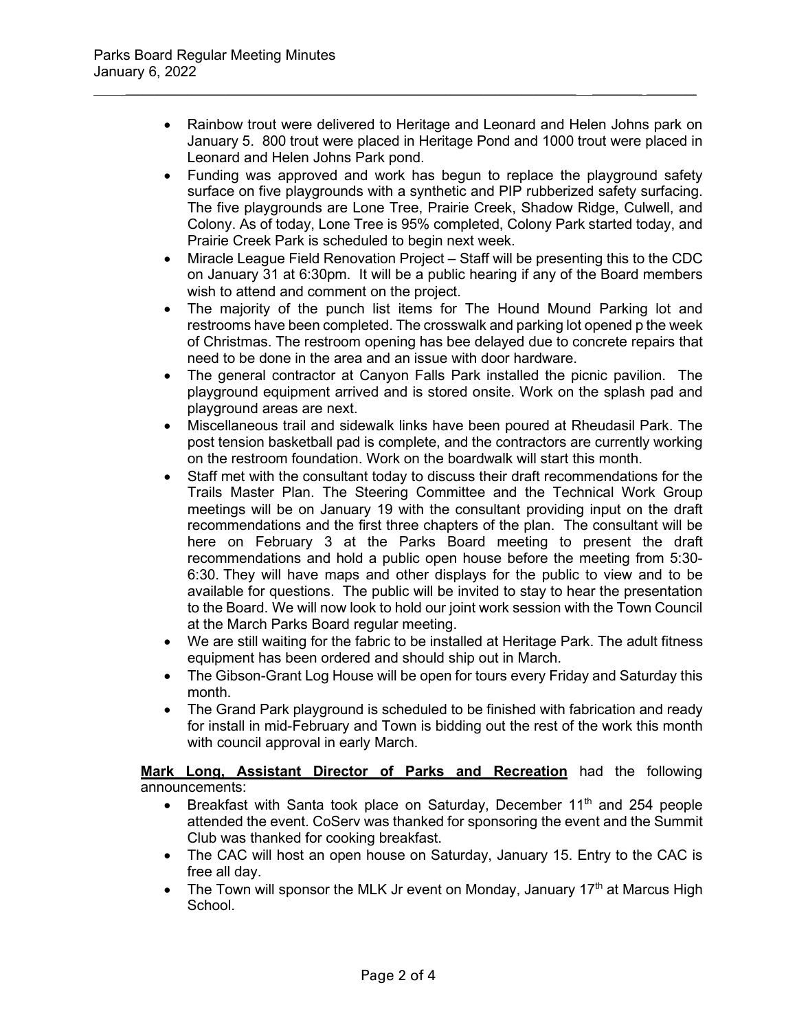- Rainbow trout were delivered to Heritage and Leonard and Helen Johns park on January 5. 800 trout were placed in Heritage Pond and 1000 trout were placed in Leonard and Helen Johns Park pond.
- Funding was approved and work has begun to replace the playground safety surface on five playgrounds with a synthetic and PIP rubberized safety surfacing. The five playgrounds are Lone Tree, Prairie Creek, Shadow Ridge, Culwell, and Colony. As of today, Lone Tree is 95% completed, Colony Park started today, and Prairie Creek Park is scheduled to begin next week.
- Miracle League Field Renovation Project – Staff will be presenting this to the CDC on January 31 at 6:30pm. It will be a public hearing if any of the Board members wish to attend and comment on the project.
- The majority of the punch list items for The Hound Mound Parking lot and restrooms have been completed. The crosswalk and parking lot opened p the week of Christmas. The restroom opening has bee delayed due to concrete repairs that need to be done in the area and an issue with door hardware.
- The general contractor at Canyon Falls Park installed the picnic pavilion. The playground equipment arrived and is stored onsite. Work on the splash pad and playground areas are next.
- Miscellaneous trail and sidewalk links have been poured at Rheudasil Park. The post tension basketball pad is complete, and the contractors are currently working on the restroom foundation. Work on the boardwalk will start this month.
- Staff met with the consultant today to discuss their draft recommendations for the Trails Master Plan. The Steering Committee and the Technical Work Group meetings will be on January 19 with the consultant providing input on the draft recommendations and the first three chapters of the plan. The consultant will be here on February 3 at the Parks Board meeting to present the draft recommendations and hold a public open house before the meeting from 5:30-6:30. They will have maps and other displays for the public to view and to be available for questions. The public will be invited to stay to hear the presentation to the Board. We will now look to hold our joint work session with the Town Council at the March Parks Board regular meeting.
- We are still waiting for the fabric to be installed at Heritage Park. The adult fitness equipment has been ordered and should ship out in March.
- The Gibson-Grant Log House will be open for tours every Friday and Saturday this month.
- The Grand Park playground is scheduled to be finished with fabrication and ready for install in mid-February and Town is bidding out the rest of the work this month with council approval in early March.

**Mark Long, Assistant Director of Parks and Recreation** had the following announcements:

- Breakfast with Santa took place on Saturday, December 11th and 254 people attended the event. CoServ was thanked for sponsoring the event and the Summit Club was thanked for cooking breakfast.
- The CAC will host an open house on Saturday, January 15. Entry to the CAC is free all day.
- The Town will sponsor the MLK Jr event on Monday, January 17th at Marcus High School.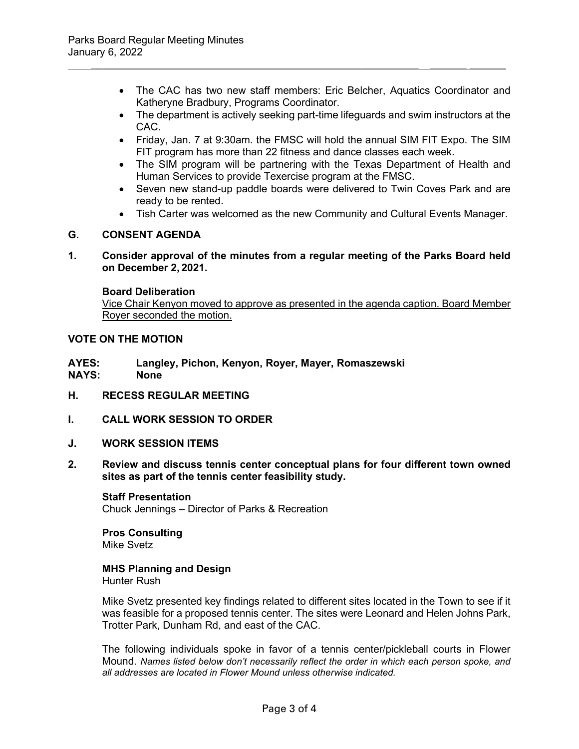- The CAC has two new staff members: Eric Belcher, Aquatics Coordinator and Katheryne Bradbury, Programs Coordinator.
- The department is actively seeking part-time lifeguards and swim instructors at the CAC.
- Friday, Jan. 7 at 9:30am. the FMSC will hold the annual SIM FIT Expo. The SIM FIT program has more than 22 fitness and dance classes each week.
- The SIM program will be partnering with the Texas Department of Health and Human Services to provide Texercise program at the FMSC.
- Seven new stand-up paddle boards were delivered to Twin Coves Park and are ready to be rented.
- Tish Carter was welcomed as the new Community and Cultural Events Manager.

## G. CONSENT AGENDA

**1. Consider approval of the minutes from a regular meeting of the Parks Board held on December 2, 2021.**

**Board Deliberation**

Vice Chair Kenyon moved to approve as presented in the agenda caption. Board Member Royer seconded the motion.

**VOTE ON THE MOTION**

**AYES: Langley, Pichon, Kenyon, Royer, Mayer, Romaszewski**
**NAYS: None**

## H. RECESS REGULAR MEETING

## I. CALL WORK SESSION TO ORDER

## J. WORK SESSION ITEMS

**2. Review and discuss tennis center conceptual plans for four different town owned sites as part of the tennis center feasibility study.**

**Staff Presentation**
Chuck Jennings – Director of Parks & Recreation

**Pros Consulting**
Mike Svetz

**MHS Planning and Design**
Hunter Rush

Mike Svetz presented key findings related to different sites located in the Town to see if it was feasible for a proposed tennis center. The sites were Leonard and Helen Johns Park, Trotter Park, Dunham Rd, and east of the CAC.

The following individuals spoke in favor of a tennis center/pickleball courts in Flower Mound. *Names listed below don't necessarily reflect the order in which each person spoke, and all addresses are located in Flower Mound unless otherwise indicated.*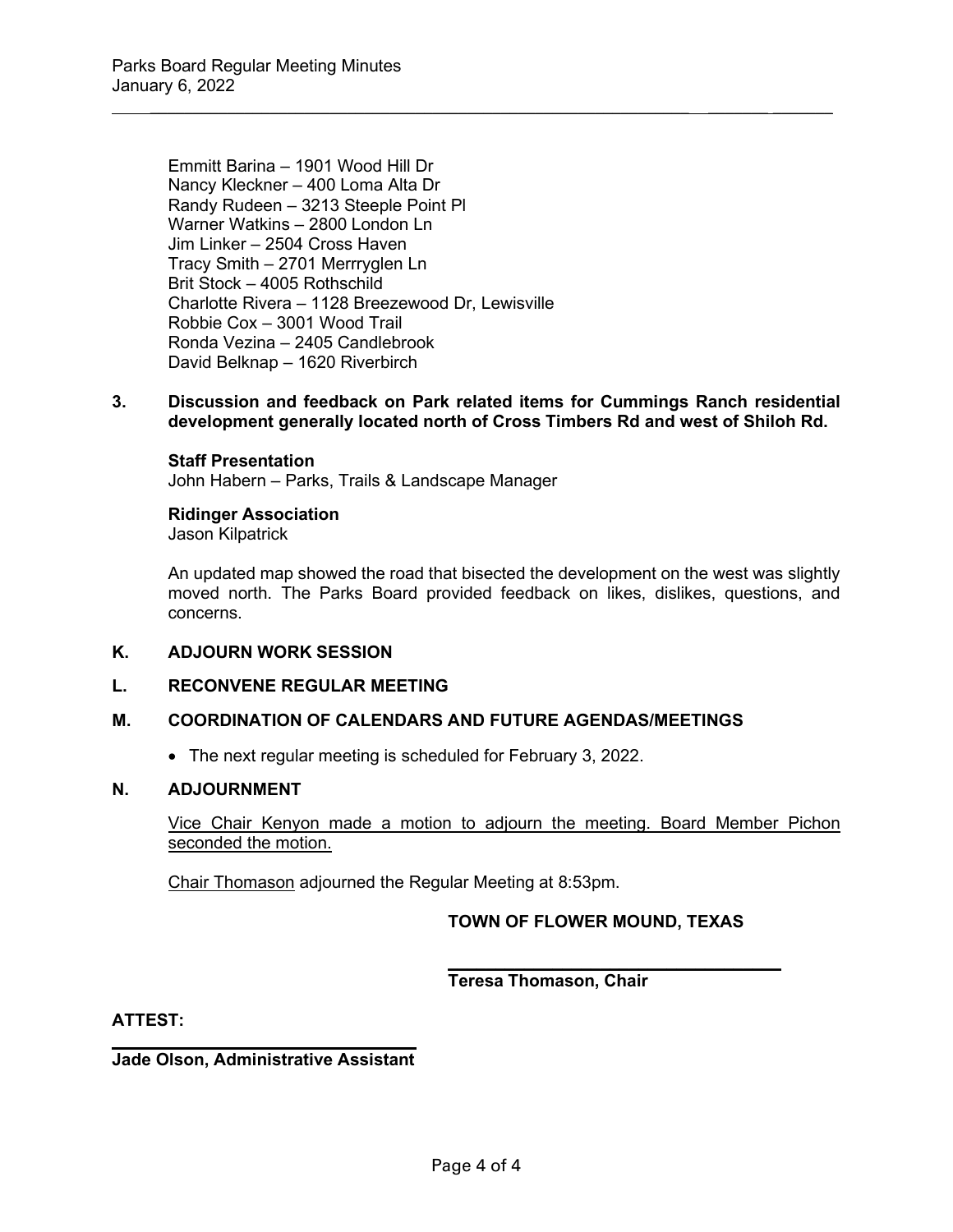Emmitt Barina – 1901 Wood Hill Dr
Nancy Kleckner – 400 Loma Alta Dr
Randy Rudeen – 3213 Steeple Point Pl
Warner Watkins – 2800 London Ln
Jim Linker – 2504 Cross Haven
Tracy Smith – 2701 Merrryglen Ln
Brit Stock – 4005 Rothschild
Charlotte Rivera – 1128 Breezewood Dr, Lewisville
Robbie Cox – 3001 Wood Trail
Ronda Vezina – 2405 Candlebrook
David Belknap – 1620 Riverbirch

**3. Discussion and feedback on Park related items for Cummings Ranch residential development generally located north of Cross Timbers Rd and west of Shiloh Rd.**

**Staff Presentation**
John Habern – Parks, Trails & Landscape Manager

**Ridinger Association**
Jason Kilpatrick

An updated map showed the road that bisected the development on the west was slightly moved north. The Parks Board provided feedback on likes, dislikes, questions, and concerns.

**K. ADJOURN WORK SESSION**

**L. RECONVENE REGULAR MEETING**

**M. COORDINATION OF CALENDARS AND FUTURE AGENDAS/MEETINGS**

- The next regular meeting is scheduled for February 3, 2022.

**N. ADJOURNMENT**

Vice Chair Kenyon made a motion to adjourn the meeting. Board Member Pichon seconded the motion.

Chair Thomason adjourned the Regular Meeting at 8:53pm.

**TOWN OF FLOWER MOUND, TEXAS**

**Teresa Thomason, Chair**

**ATTEST:**

**Jade Olson, Administrative Assistant**